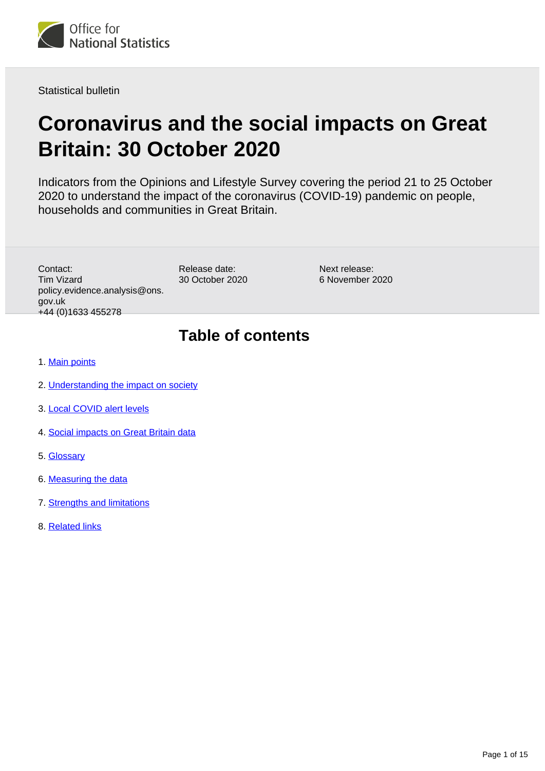Office for National Statistics

Statistical bulletin

# Coronavirus and the social impacts on Great Britain: 30 October 2020

Indicators from the Opinions and Lifestyle Survey covering the period 21 to 25 October 2020 to understand the impact of the coronavirus (COVID-19) pandemic on people, households and communities in Great Britain.

Contact:
Tim Vizard
policy.evidence.analysis@ons.gov.uk
+44 (0)1633 455278

Release date:
30 October 2020

Next release:
6 November 2020

## Table of contents

1. Main points
2. Understanding the impact on society
3. Local COVID alert levels
4. Social impacts on Great Britain data
5. Glossary
6. Measuring the data
7. Strengths and limitations
8. Related links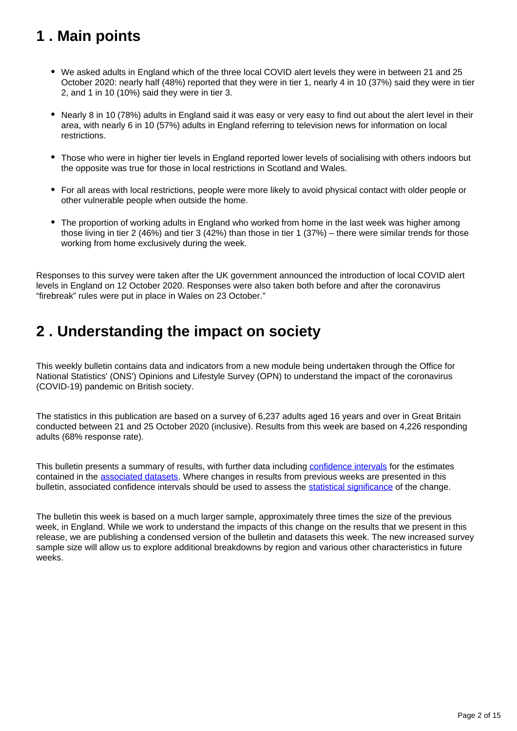## 1 . Main points

- We asked adults in England which of the three local COVID alert levels they were in between 21 and 25 October 2020: nearly half (48%) reported that they were in tier 1, nearly 4 in 10 (37%) said they were in tier 2, and 1 in 10 (10%) said they were in tier 3.
- Nearly 8 in 10 (78%) adults in England said it was easy or very easy to find out about the alert level in their area, with nearly 6 in 10 (57%) adults in England referring to television news for information on local restrictions.
- Those who were in higher tier levels in England reported lower levels of socialising with others indoors but the opposite was true for those in local restrictions in Scotland and Wales.
- For all areas with local restrictions, people were more likely to avoid physical contact with older people or other vulnerable people when outside the home.
- The proportion of working adults in England who worked from home in the last week was higher among those living in tier 2 (46%) and tier 3 (42%) than those in tier 1 (37%) – there were similar trends for those working from home exclusively during the week.

Responses to this survey were taken after the UK government announced the introduction of local COVID alert levels in England on 12 October 2020. Responses were also taken both before and after the coronavirus "firebreak" rules were put in place in Wales on 23 October."

## 2 . Understanding the impact on society

This weekly bulletin contains data and indicators from a new module being undertaken through the Office for National Statistics' (ONS') Opinions and Lifestyle Survey (OPN) to understand the impact of the coronavirus (COVID-19) pandemic on British society.

The statistics in this publication are based on a survey of 6,237 adults aged 16 years and over in Great Britain conducted between 21 and 25 October 2020 (inclusive). Results from this week are based on 4,226 responding adults (68% response rate).

This bulletin presents a summary of results, with further data including confidence intervals for the estimates contained in the associated datasets. Where changes in results from previous weeks are presented in this bulletin, associated confidence intervals should be used to assess the statistical significance of the change.

The bulletin this week is based on a much larger sample, approximately three times the size of the previous week, in England. While we work to understand the impacts of this change on the results that we present in this release, we are publishing a condensed version of the bulletin and datasets this week. The new increased survey sample size will allow us to explore additional breakdowns by region and various other characteristics in future weeks.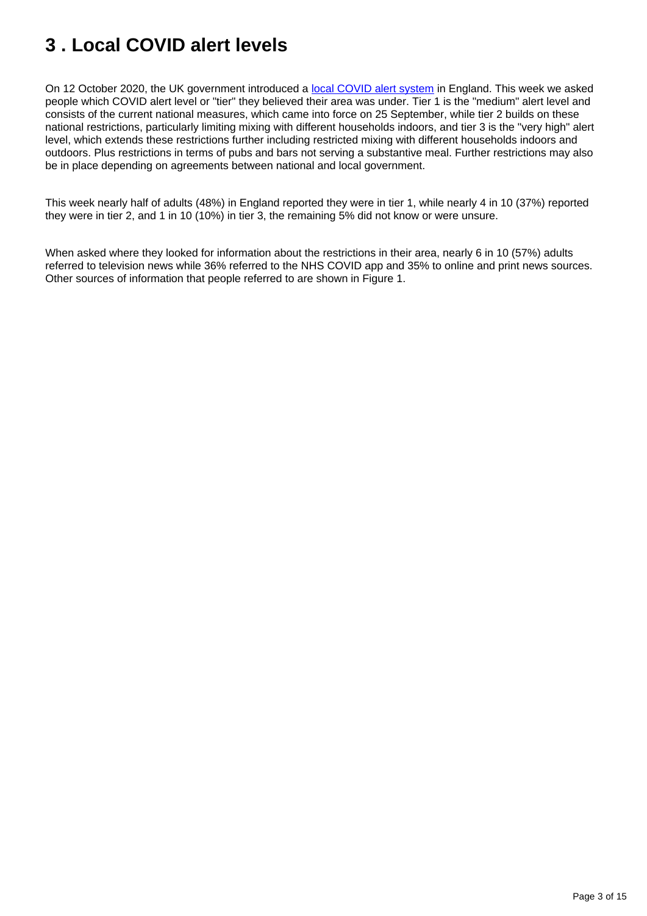# 3 . Local COVID alert levels

On 12 October 2020, the UK government introduced a [local COVID alert system](#) in England. This week we asked people which COVID alert level or "tier" they believed their area was under. Tier 1 is the "medium" alert level and consists of the current national measures, which came into force on 25 September, while tier 2 builds on these national restrictions, particularly limiting mixing with different households indoors, and tier 3 is the "very high" alert level, which extends these restrictions further including restricted mixing with different households indoors and outdoors. Plus restrictions in terms of pubs and bars not serving a substantive meal. Further restrictions may also be in place depending on agreements between national and local government.

This week nearly half of adults (48%) in England reported they were in tier 1, while nearly 4 in 10 (37%) reported they were in tier 2, and 1 in 10 (10%) in tier 3, the remaining 5% did not know or were unsure.

When asked where they looked for information about the restrictions in their area, nearly 6 in 10 (57%) adults referred to television news while 36% referred to the NHS COVID app and 35% to online and print news sources. Other sources of information that people referred to are shown in Figure 1.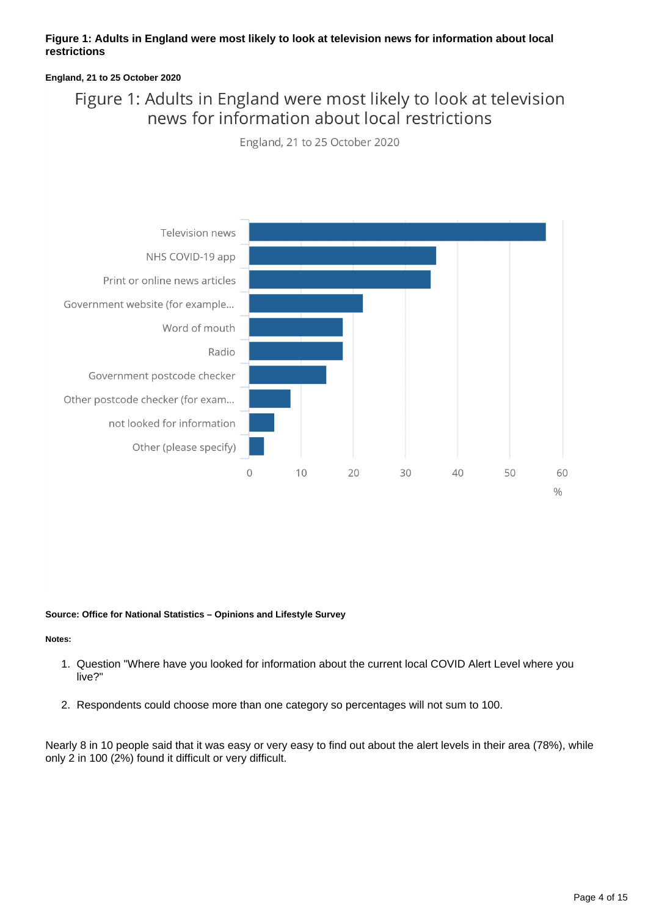**Figure 1: Adults in England were most likely to look at television news for information about local restrictions**

**England, 21 to 25 October 2020**

Figure 1: Adults in England were most likely to look at television news for information about local restrictions

England, 21 to 25 October 2020

Television news

NHS COVID-19 app

Print or online news articles

Government website (for example...

Word of mouth

Radio

Government postcode checker

Other postcode checker (for exam...

not looked for information

Other (please specify)

0 10 20 30 40 50 60

%

**Source: Office for National Statistics – Opinions and Lifestyle Survey**

**Notes:**

1. Question "Where have you looked for information about the current local COVID Alert Level where you live?"
2. Respondents could choose more than one category so percentages will not sum to 100.

Nearly 8 in 10 people said that it was easy or very easy to find out about the alert levels in their area (78%), while only 2 in 100 (2%) found it difficult or very difficult.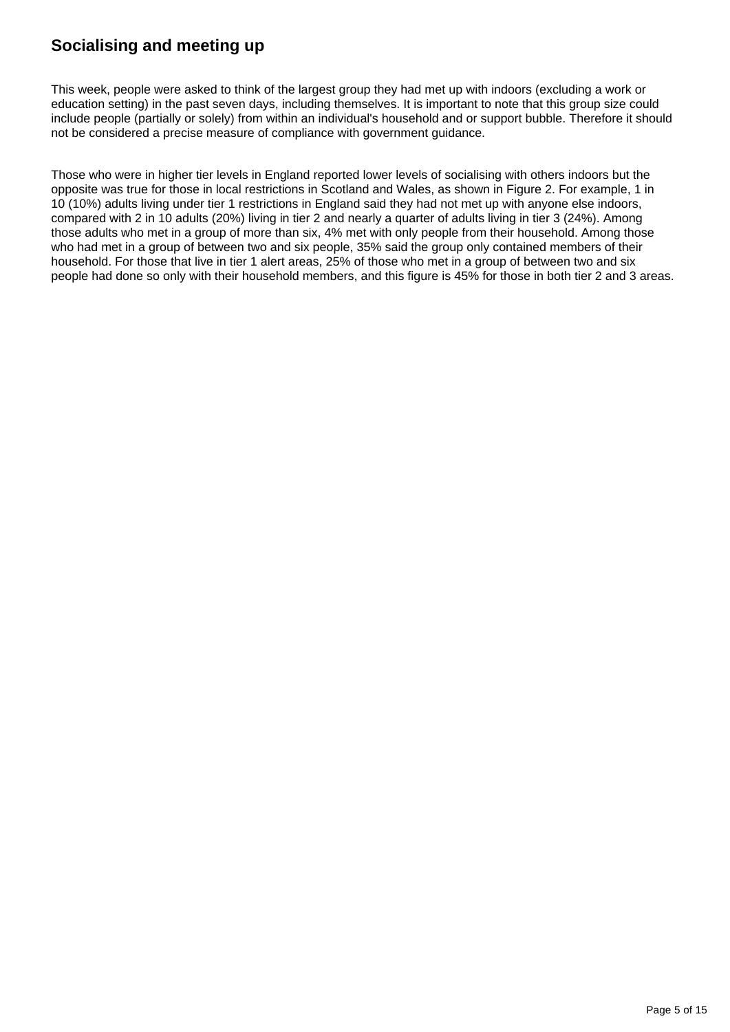## Socialising and meeting up

This week, people were asked to think of the largest group they had met up with indoors (excluding a work or education setting) in the past seven days, including themselves. It is important to note that this group size could include people (partially or solely) from within an individual's household and or support bubble. Therefore it should not be considered a precise measure of compliance with government guidance.

Those who were in higher tier levels in England reported lower levels of socialising with others indoors but the opposite was true for those in local restrictions in Scotland and Wales, as shown in Figure 2. For example, 1 in 10 (10%) adults living under tier 1 restrictions in England said they had not met up with anyone else indoors, compared with 2 in 10 adults (20%) living in tier 2 and nearly a quarter of adults living in tier 3 (24%). Among those adults who met in a group of more than six, 4% met with only people from their household. Among those who had met in a group of between two and six people, 35% said the group only contained members of their household. For those that live in tier 1 alert areas, 25% of those who met in a group of between two and six people had done so only with their household members, and this figure is 45% for those in both tier 2 and 3 areas.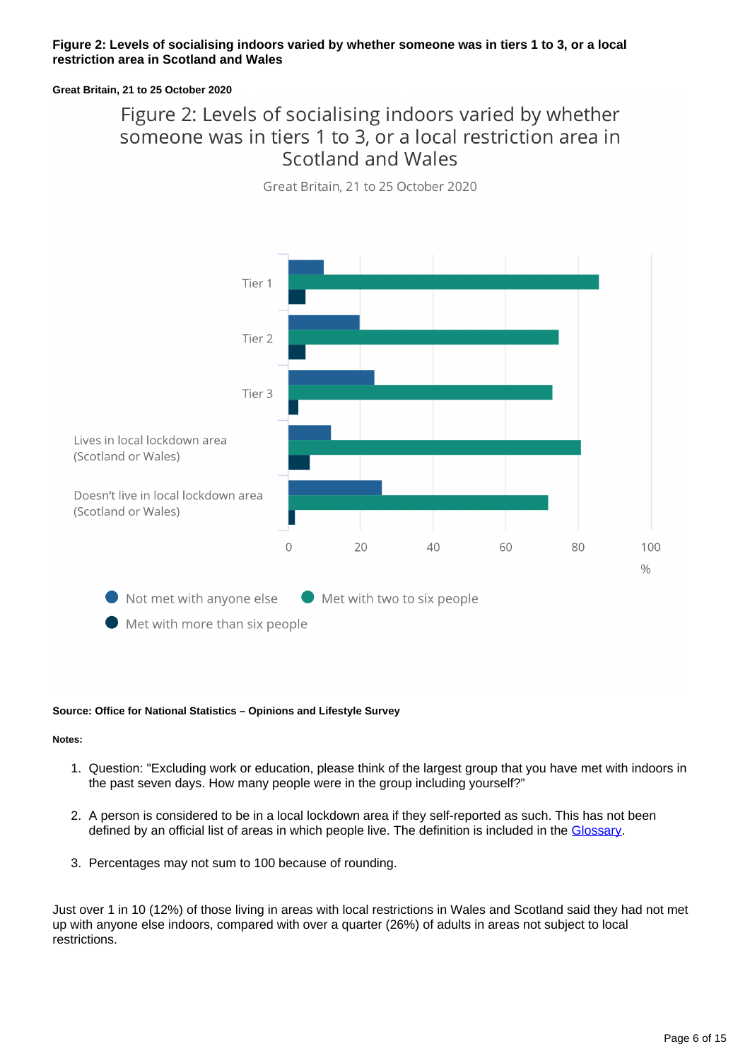**Figure 2: Levels of socialising indoors varied by whether someone was in tiers 1 to 3, or a local restriction area in Scotland and Wales**

**Great Britain, 21 to 25 October 2020**

Figure 2: Levels of socialising indoors varied by whether someone was in tiers 1 to 3, or a local restriction area in Scotland and Wales

Great Britain, 21 to 25 October 2020

**Source: Office for National Statistics – Opinions and Lifestyle Survey**

**Notes:**

1. Question: "Excluding work or education, please think of the largest group that you have met with indoors in the past seven days. How many people were in the group including yourself?"
2. A person is considered to be in a local lockdown area if they self-reported as such. This has not been defined by an official list of areas in which people live. The definition is included in the Glossary.
3. Percentages may not sum to 100 because of rounding.

Just over 1 in 10 (12%) of those living in areas with local restrictions in Wales and Scotland said they had not met up with anyone else indoors, compared with over a quarter (26%) of adults in areas not subject to local restrictions.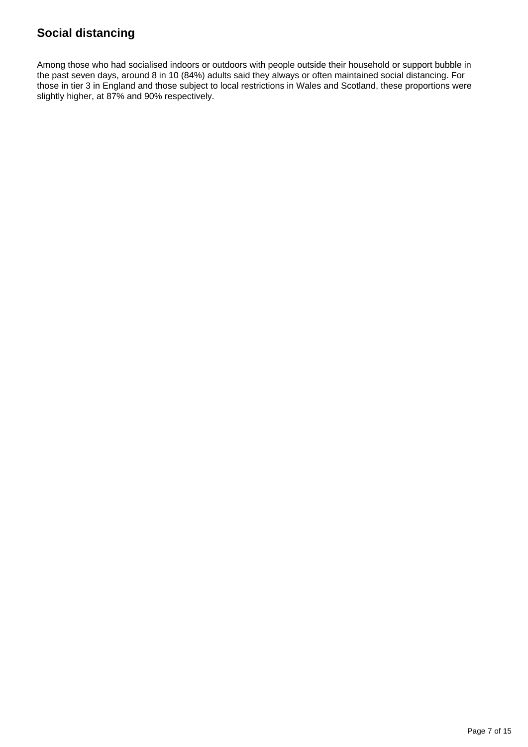## Social distancing

Among those who had socialised indoors or outdoors with people outside their household or support bubble in the past seven days, around 8 in 10 (84%) adults said they always or often maintained social distancing. For those in tier 3 in England and those subject to local restrictions in Wales and Scotland, these proportions were slightly higher, at 87% and 90% respectively.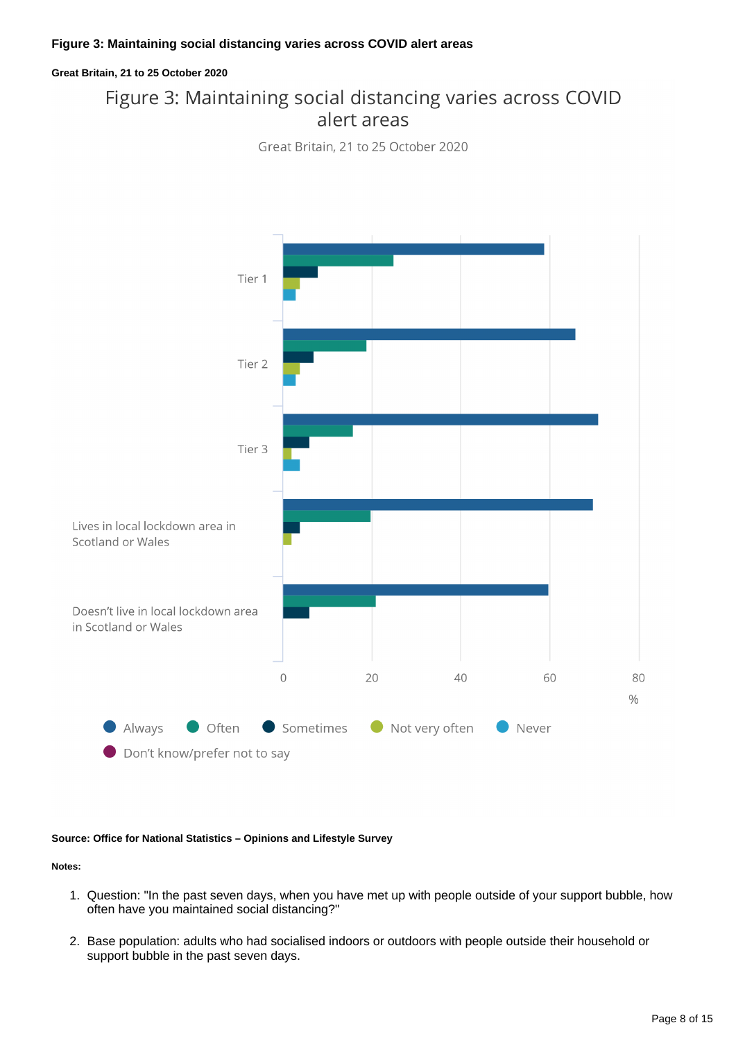**Figure 3: Maintaining social distancing varies across COVID alert areas**

**Great Britain, 21 to 25 October 2020**

Figure 3: Maintaining social distancing varies across COVID alert areas

Great Britain, 21 to 25 October 2020

**Source: Office for National Statistics – Opinions and Lifestyle Survey**

**Notes:**

1. Question: "In the past seven days, when you have met up with people outside of your support bubble, how often have you maintained social distancing?"

2. Base population: adults who had socialised indoors or outdoors with people outside their household or support bubble in the past seven days.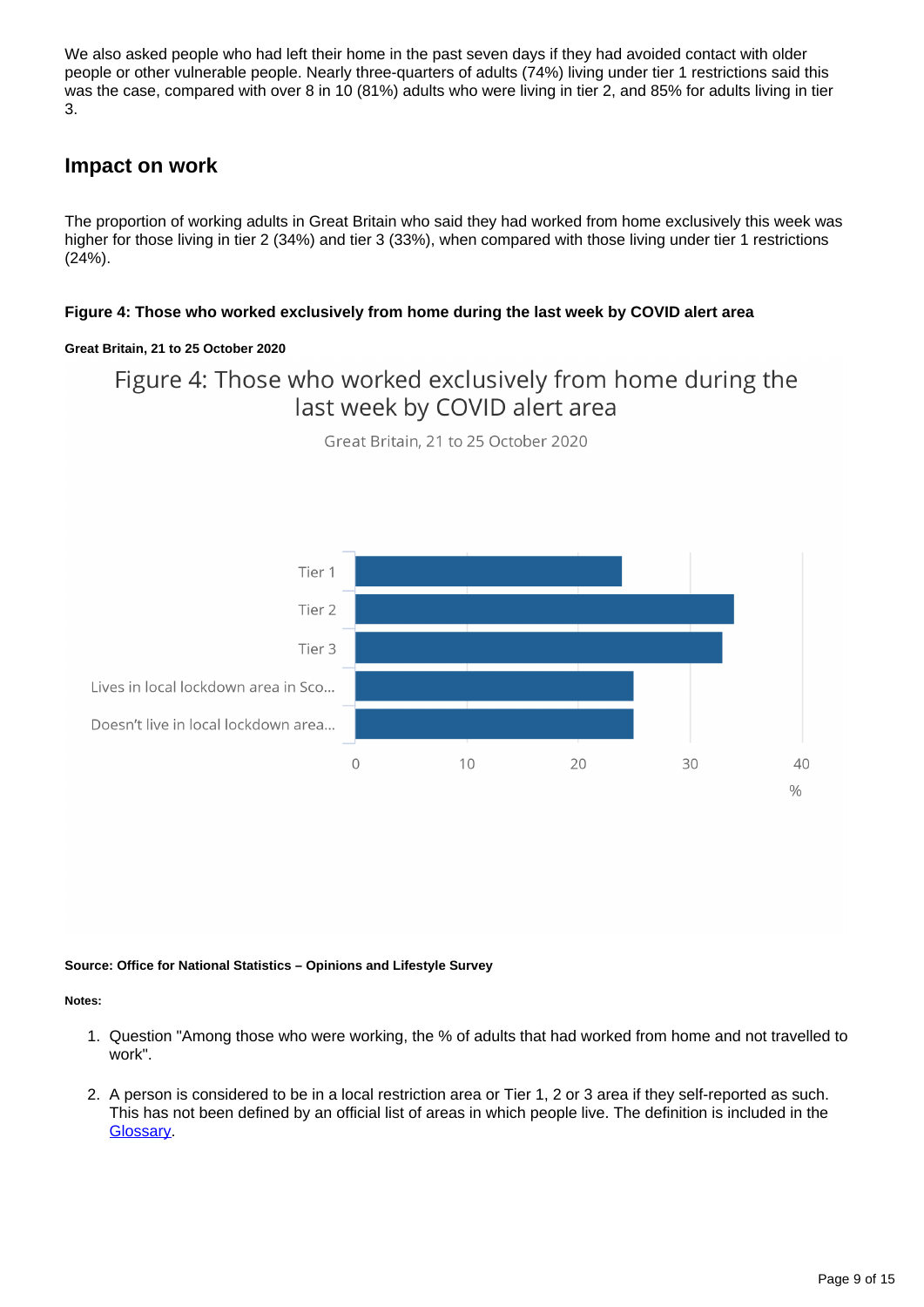We also asked people who had left their home in the past seven days if they had avoided contact with older people or other vulnerable people. Nearly three-quarters of adults (74%) living under tier 1 restrictions said this was the case, compared with over 8 in 10 (81%) adults who were living in tier 2, and 85% for adults living in tier 3.

## Impact on work

The proportion of working adults in Great Britain who said they had worked from home exclusively this week was higher for those living in tier 2 (34%) and tier 3 (33%), when compared with those living under tier 1 restrictions (24%).

#### Figure 4: Those who worked exclusively from home during the last week by COVID alert area

##### Great Britain, 21 to 25 October 2020

Figure 4: Those who worked exclusively from home during the last week by COVID alert area

Great Britain, 21 to 25 October 2020

Tier 1

Tier 2

Tier 3

Lives in local lockdown area in Sco...

Doesn't live in local lockdown area...

0 10 20 30 40

%

**Source: Office for National Statistics – Opinions and Lifestyle Survey**

**Notes:**

1. Question "Among those who were working, the % of adults that had worked from home and not travelled to work".

2. A person is considered to be in a local restriction area or Tier 1, 2 or 3 area if they self-reported as such. This has not been defined by an official list of areas in which people live. The definition is included in the Glossary.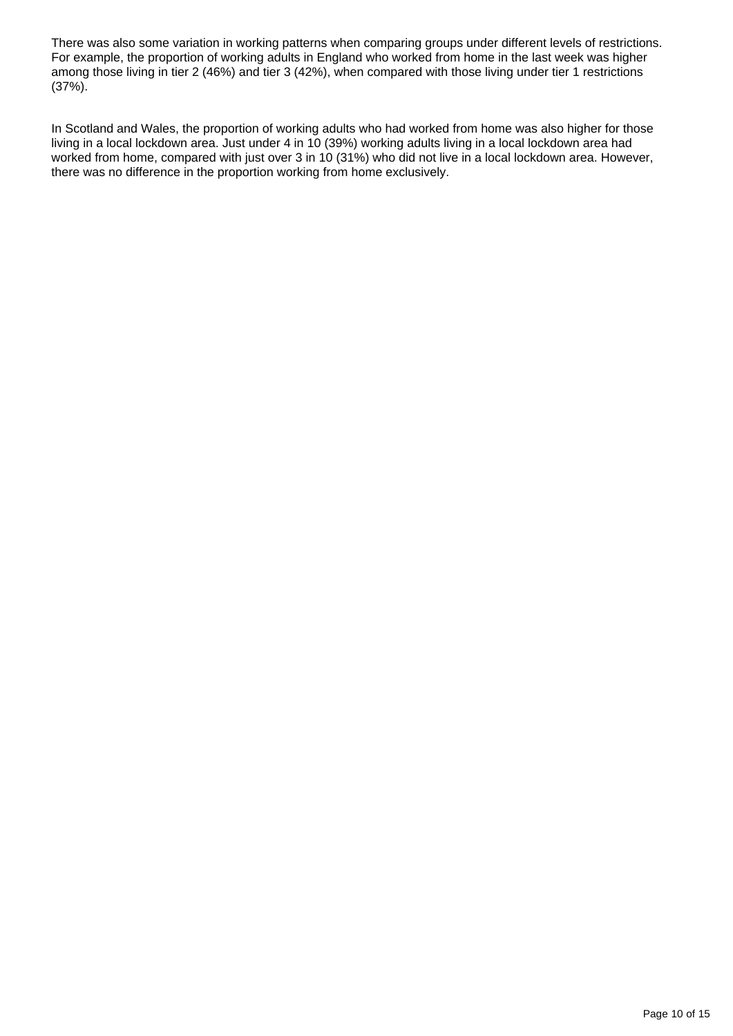There was also some variation in working patterns when comparing groups under different levels of restrictions. For example, the proportion of working adults in England who worked from home in the last week was higher among those living in tier 2 (46%) and tier 3 (42%), when compared with those living under tier 1 restrictions (37%).

In Scotland and Wales, the proportion of working adults who had worked from home was also higher for those living in a local lockdown area. Just under 4 in 10 (39%) working adults living in a local lockdown area had worked from home, compared with just over 3 in 10 (31%) who did not live in a local lockdown area. However, there was no difference in the proportion working from home exclusively.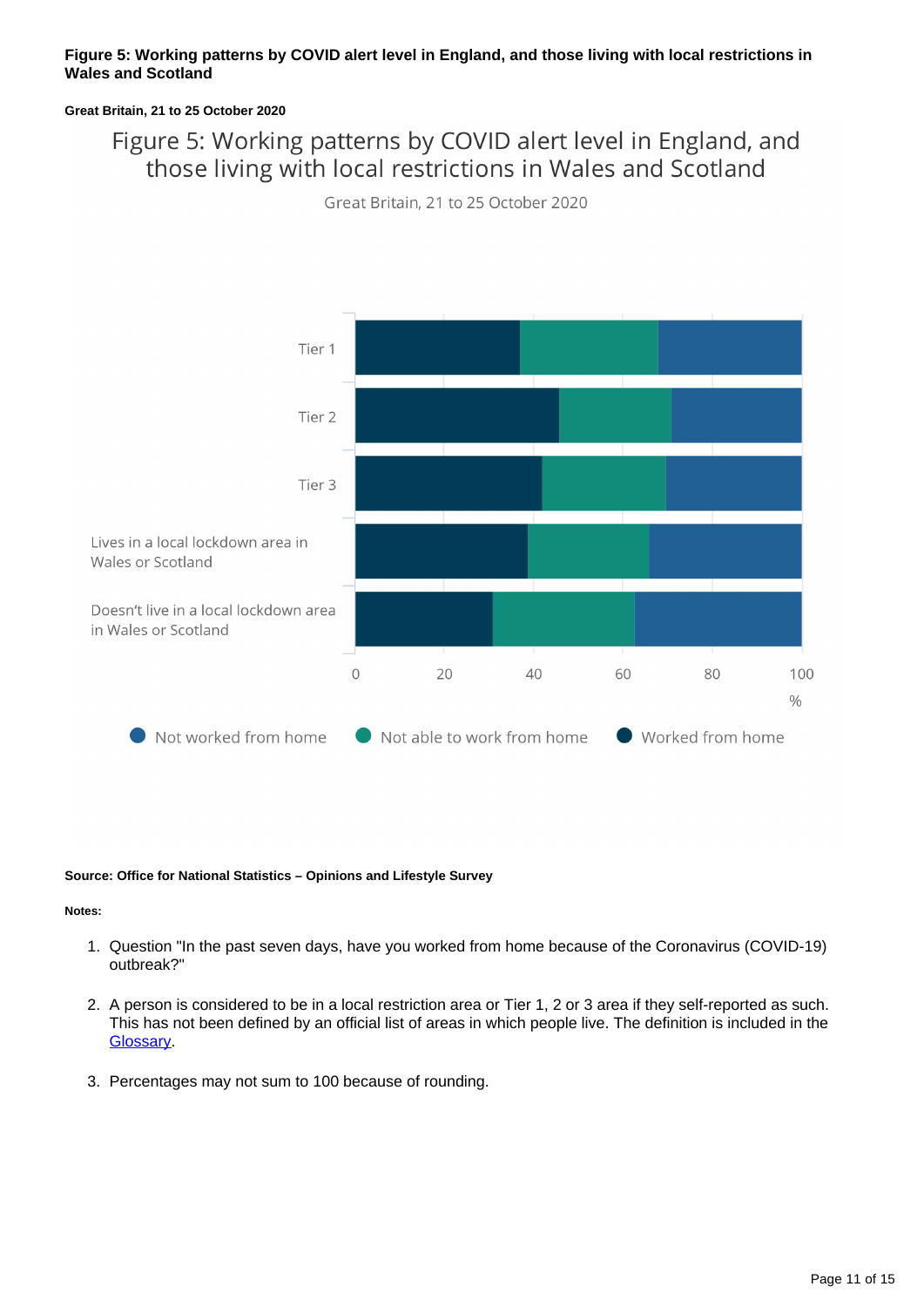**Figure 5: Working patterns by COVID alert level in England, and those living with local restrictions in Wales and Scotland**

**Great Britain, 21 to 25 October 2020**

Figure 5: Working patterns by COVID alert level in England, and those living with local restrictions in Wales and Scotland

Great Britain, 21 to 25 October 2020

Tier 1

Tier 2

Tier 3

Lives in a local lockdown area in Wales or Scotland

Doesn't live in a local lockdown area in Wales or Scotland

0 20 40 60 80 100

%

Not worked from home    Not able to work from home    Worked from home

**Source: Office for National Statistics – Opinions and Lifestyle Survey**

**Notes:**

1. Question "In the past seven days, have you worked from home because of the Coronavirus (COVID-19) outbreak?"
2. A person is considered to be in a local restriction area or Tier 1, 2 or 3 area if they self-reported as such. This has not been defined by an official list of areas in which people live. The definition is included in the Glossary.
3. Percentages may not sum to 100 because of rounding.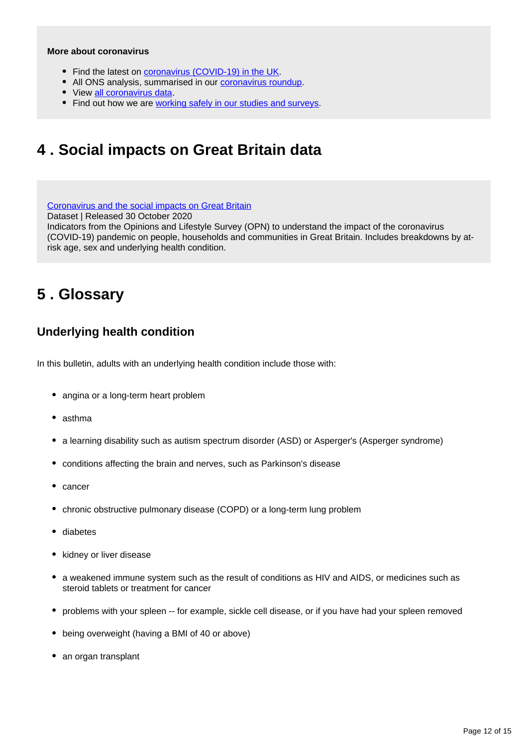**More about coronavirus**

- Find the latest on coronavirus (COVID-19) in the UK.
- All ONS analysis, summarised in our coronavirus roundup.
- View all coronavirus data.
- Find out how we are working safely in our studies and surveys.

## 4 . Social impacts on Great Britain data

Coronavirus and the social impacts on Great Britain
Dataset | Released 30 October 2020
Indicators from the Opinions and Lifestyle Survey (OPN) to understand the impact of the coronavirus (COVID-19) pandemic on people, households and communities in Great Britain. Includes breakdowns by at-risk age, sex and underlying health condition.

## 5 . Glossary

### Underlying health condition

In this bulletin, adults with an underlying health condition include those with:

- angina or a long-term heart problem
- asthma
- a learning disability such as autism spectrum disorder (ASD) or Asperger's (Asperger syndrome)
- conditions affecting the brain and nerves, such as Parkinson's disease
- cancer
- chronic obstructive pulmonary disease (COPD) or a long-term lung problem
- diabetes
- kidney or liver disease
- a weakened immune system such as the result of conditions as HIV and AIDS, or medicines such as steroid tablets or treatment for cancer
- problems with your spleen -- for example, sickle cell disease, or if you have had your spleen removed
- being overweight (having a BMI of 40 or above)
- an organ transplant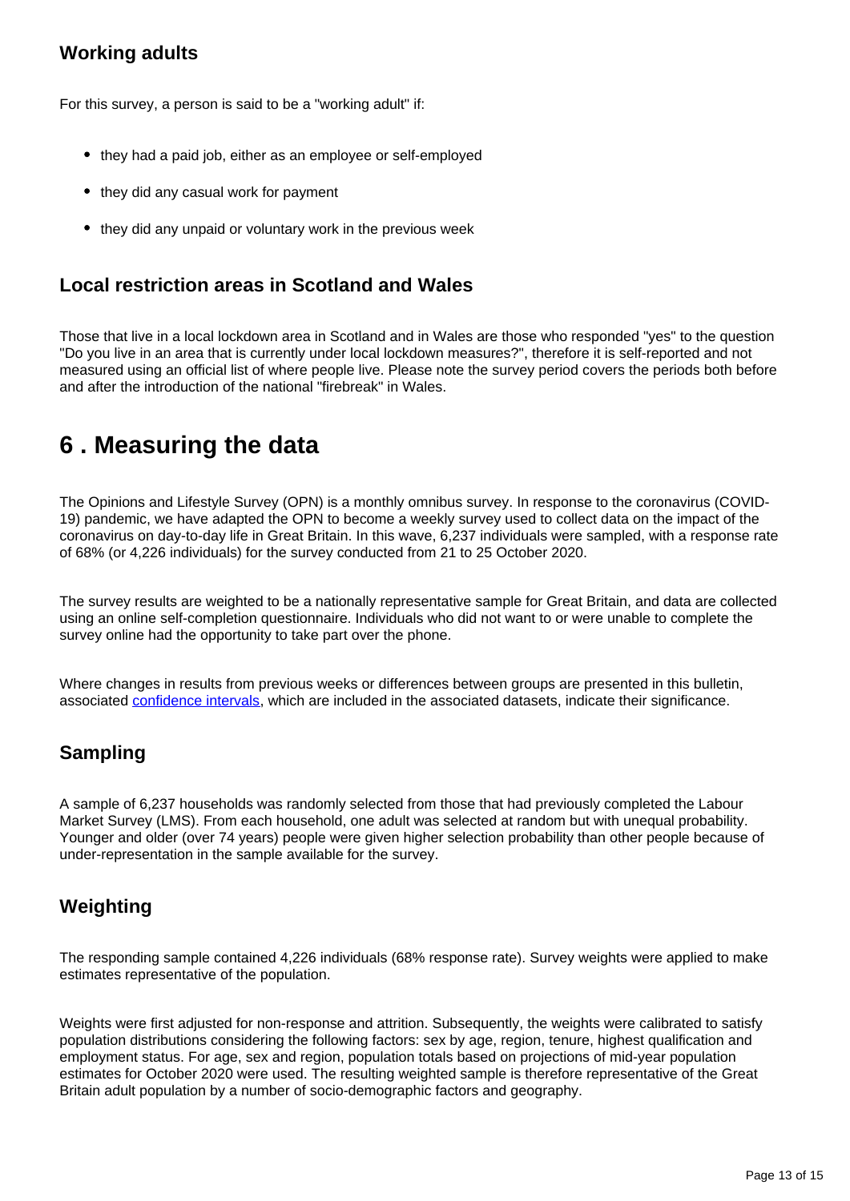### Working adults

For this survey, a person is said to be a "working adult" if:

- they had a paid job, either as an employee or self-employed
- they did any casual work for payment
- they did any unpaid or voluntary work in the previous week

### Local restriction areas in Scotland and Wales

Those that live in a local lockdown area in Scotland and in Wales are those who responded "yes" to the question "Do you live in an area that is currently under local lockdown measures?", therefore it is self-reported and not measured using an official list of where people live. Please note the survey period covers the periods both before and after the introduction of the national "firebreak" in Wales.

## 6 . Measuring the data

The Opinions and Lifestyle Survey (OPN) is a monthly omnibus survey. In response to the coronavirus (COVID-19) pandemic, we have adapted the OPN to become a weekly survey used to collect data on the impact of the coronavirus on day-to-day life in Great Britain. In this wave, 6,237 individuals were sampled, with a response rate of 68% (or 4,226 individuals) for the survey conducted from 21 to 25 October 2020.

The survey results are weighted to be a nationally representative sample for Great Britain, and data are collected using an online self-completion questionnaire. Individuals who did not want to or were unable to complete the survey online had the opportunity to take part over the phone.

Where changes in results from previous weeks or differences between groups are presented in this bulletin, associated confidence intervals, which are included in the associated datasets, indicate their significance.

### Sampling

A sample of 6,237 households was randomly selected from those that had previously completed the Labour Market Survey (LMS). From each household, one adult was selected at random but with unequal probability. Younger and older (over 74 years) people were given higher selection probability than other people because of under-representation in the sample available for the survey.

### Weighting

The responding sample contained 4,226 individuals (68% response rate). Survey weights were applied to make estimates representative of the population.

Weights were first adjusted for non-response and attrition. Subsequently, the weights were calibrated to satisfy population distributions considering the following factors: sex by age, region, tenure, highest qualification and employment status. For age, sex and region, population totals based on projections of mid-year population estimates for October 2020 were used. The resulting weighted sample is therefore representative of the Great Britain adult population by a number of socio-demographic factors and geography.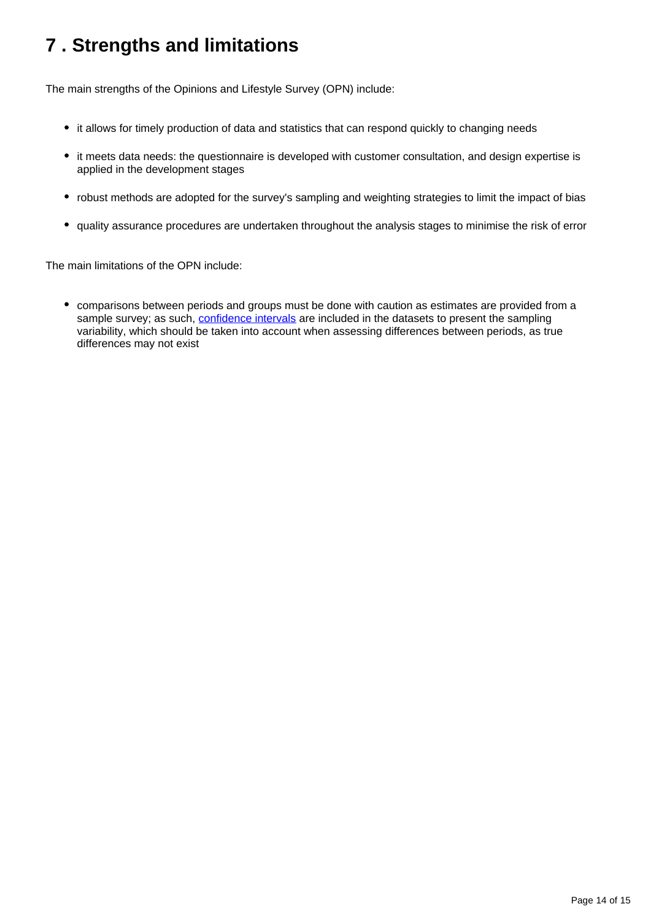## 7 . Strengths and limitations

The main strengths of the Opinions and Lifestyle Survey (OPN) include:

- it allows for timely production of data and statistics that can respond quickly to changing needs
- it meets data needs: the questionnaire is developed with customer consultation, and design expertise is applied in the development stages
- robust methods are adopted for the survey's sampling and weighting strategies to limit the impact of bias
- quality assurance procedures are undertaken throughout the analysis stages to minimise the risk of error

The main limitations of the OPN include:

- comparisons between periods and groups must be done with caution as estimates are provided from a sample survey; as such, confidence intervals are included in the datasets to present the sampling variability, which should be taken into account when assessing differences between periods, as true differences may not exist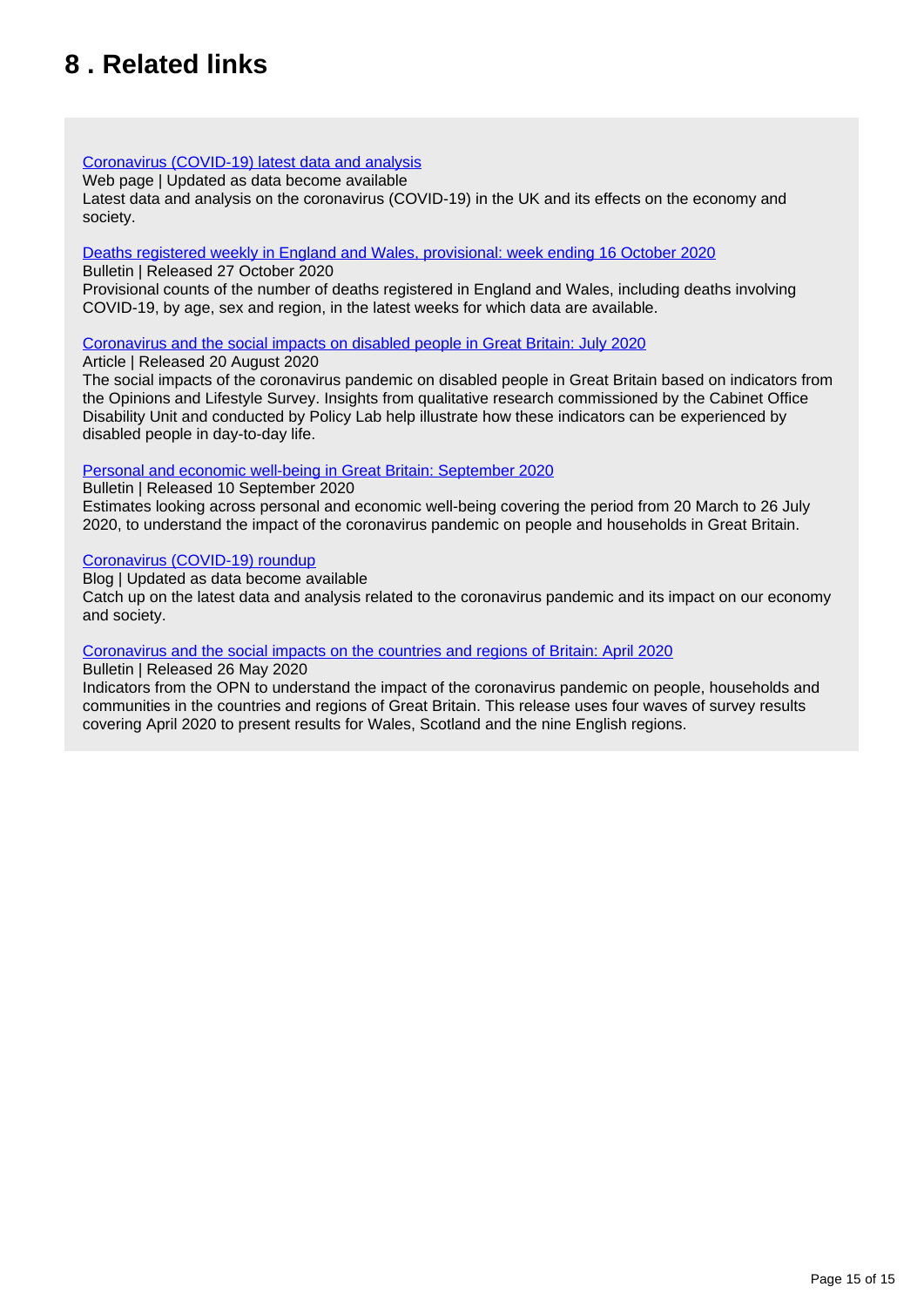## 8 . Related links

[Coronavirus (COVID-19) latest data and analysis]
Web page | Updated as data become available
Latest data and analysis on the coronavirus (COVID-19) in the UK and its effects on the economy and society.

[Deaths registered weekly in England and Wales, provisional: week ending 16 October 2020]
Bulletin | Released 27 October 2020
Provisional counts of the number of deaths registered in England and Wales, including deaths involving COVID-19, by age, sex and region, in the latest weeks for which data are available.

[Coronavirus and the social impacts on disabled people in Great Britain: July 2020]
Article | Released 20 August 2020
The social impacts of the coronavirus pandemic on disabled people in Great Britain based on indicators from the Opinions and Lifestyle Survey. Insights from qualitative research commissioned by the Cabinet Office Disability Unit and conducted by Policy Lab help illustrate how these indicators can be experienced by disabled people in day-to-day life.

[Personal and economic well-being in Great Britain: September 2020]
Bulletin | Released 10 September 2020
Estimates looking across personal and economic well-being covering the period from 20 March to 26 July 2020, to understand the impact of the coronavirus pandemic on people and households in Great Britain.

[Coronavirus (COVID-19) roundup]
Blog | Updated as data become available
Catch up on the latest data and analysis related to the coronavirus pandemic and its impact on our economy and society.

[Coronavirus and the social impacts on the countries and regions of Britain: April 2020]
Bulletin | Released 26 May 2020
Indicators from the OPN to understand the impact of the coronavirus pandemic on people, households and communities in the countries and regions of Great Britain. This release uses four waves of survey results covering April 2020 to present results for Wales, Scotland and the nine English regions.